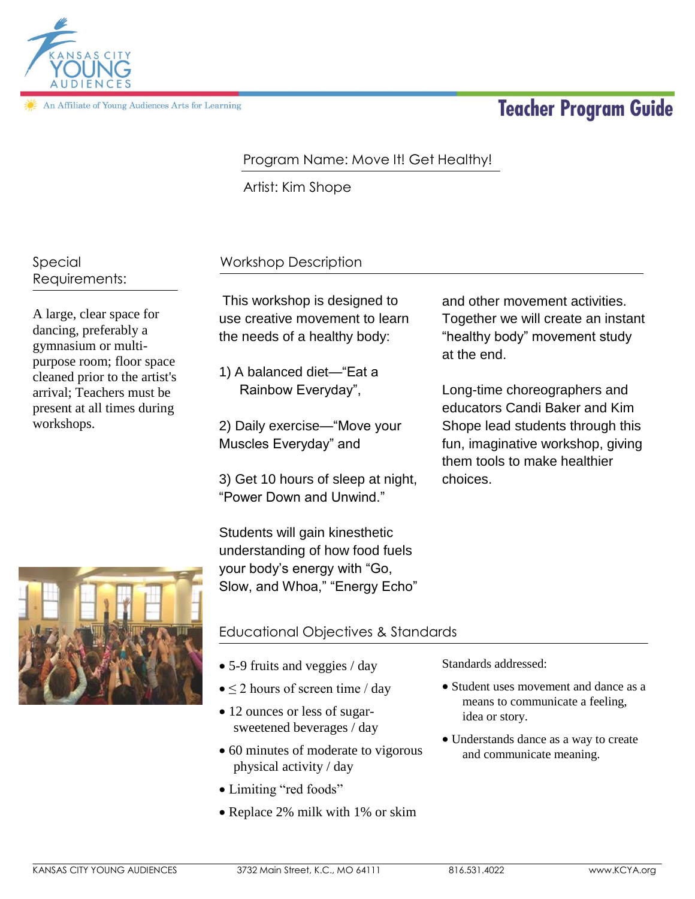KANSAS CITY YOUNG AUDIENCES

An Affiliate of Young Audiences Arts for Learning

# Teacher Program Guide

Program Name: Move It! Get Healthy!

Artist: Kim Shope

## Special Requirements:

A large, clear space for dancing, preferably a gymnasium or multi-purpose room; floor space cleaned prior to the artist's arrival; Teachers must be present at all times during workshops.

## Workshop Description

This workshop is designed to use creative movement to learn the needs of a healthy body:

1) A balanced diet—"Eat a Rainbow Everyday",

2) Daily exercise—"Move your Muscles Everyday" and

3) Get 10 hours of sleep at night, "Power Down and Unwind."

Students will gain kinesthetic understanding of how food fuels your body's energy with "Go, Slow, and Whoa," "Energy Echo" and other movement activities. Together we will create an instant "healthy body" movement study at the end.

Long-time choreographers and educators Candi Baker and Kim Shope lead students through this fun, imaginative workshop, giving them tools to make healthier choices.

## Educational Objectives & Standards

- 5-9 fruits and veggies / day
- $\leq$ 2 hours of screen time / day
- 12 ounces or less of sugar-sweetened beverages / day
- 60 minutes of moderate to vigorous physical activity / day
- Limiting "red foods"
- Replace 2% milk with 1% or skim

Standards addressed:

- Student uses movement and dance as a means to communicate a feeling, idea or story.
- Understands dance as a way to create and communicate meaning.

KANSAS CITY YOUNG AUDIENCES | 3732 Main Street, K.C., MO 64111 | 816.531.4022 | www.KCYA.org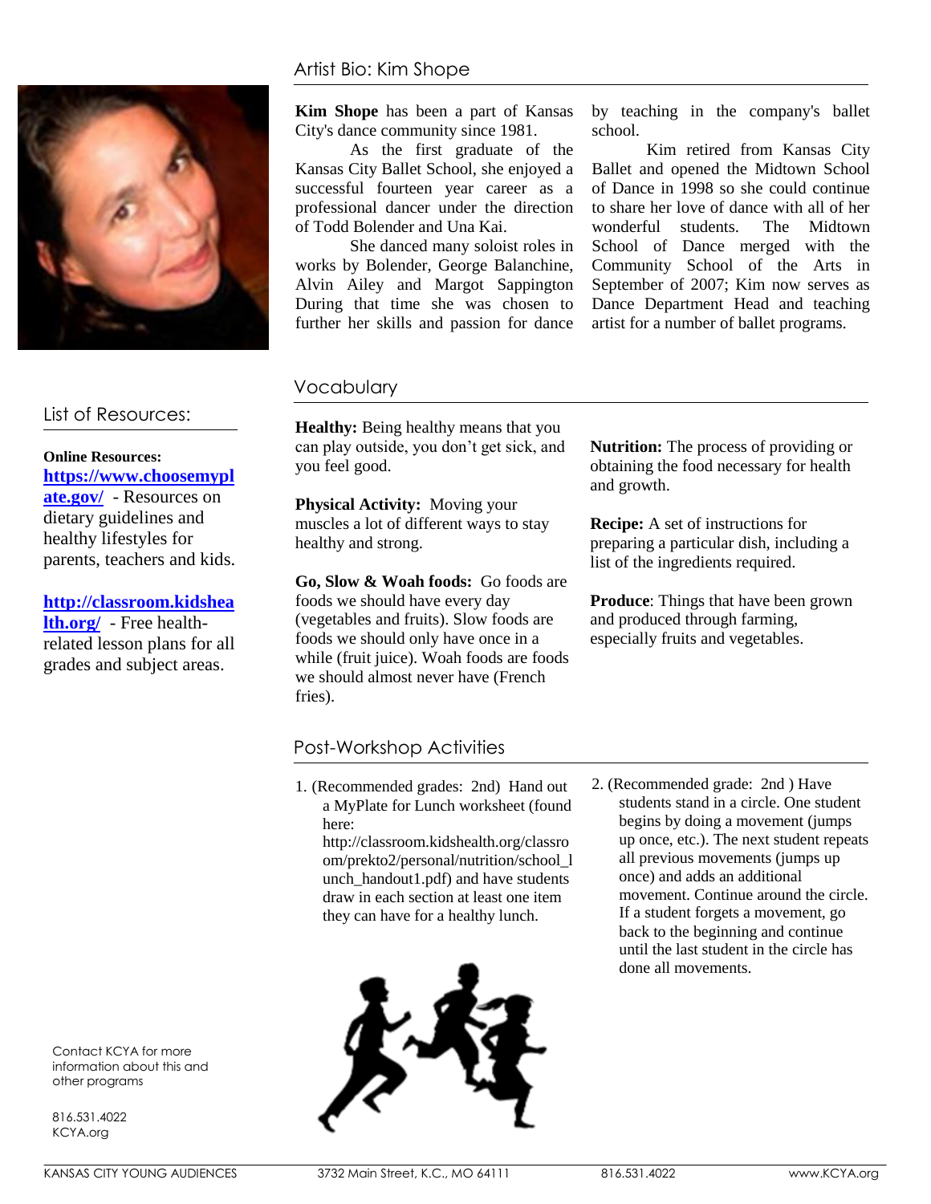## Artist Bio: Kim Shope

**Kim Shope** has been a part of Kansas City's dance community since 1981.

As the first graduate of the Kansas City Ballet School, she enjoyed a successful fourteen year career as a professional dancer under the direction of Todd Bolender and Una Kai.

She danced many soloist roles in works by Bolender, George Balanchine, Alvin Ailey and Margot Sappington During that time she was chosen to further her skills and passion for dance by teaching in the company's ballet school.

Kim retired from Kansas City Ballet and opened the Midtown School of Dance in 1998 so she could continue to share her love of dance with all of her wonderful students. The Midtown School of Dance merged with the Community School of the Arts in September of 2007; Kim now serves as Dance Department Head and teaching artist for a number of ballet programs.

## List of Resources:

**Online Resources:**

**https://www.choosemyplate.gov/** - Resources on dietary guidelines and healthy lifestyles for parents, teachers and kids.

**http://classroom.kidshealth.org/** - Free health-related lesson plans for all grades and subject areas.

## Vocabulary

**Healthy:** Being healthy means that you can play outside, you don't get sick, and you feel good.

**Physical Activity:** Moving your muscles a lot of different ways to stay healthy and strong.

**Go, Slow & Woah foods:** Go foods are foods we should have every day (vegetables and fruits). Slow foods are foods we should only have once in a while (fruit juice). Woah foods are foods we should almost never have (French fries).

**Nutrition:** The process of providing or obtaining the food necessary for health and growth.

**Recipe:** A set of instructions for preparing a particular dish, including a list of the ingredients required.

**Produce**: Things that have been grown and produced through farming, especially fruits and vegetables.

## Post-Workshop Activities

1. (Recommended grades: 2nd) Hand out a MyPlate for Lunch worksheet (found here: http://classroom.kidshealth.org/classroom/prekto2/personal/nutrition/school_lunch_handout1.pdf) and have students draw in each section at least one item they can have for a healthy lunch.
2. (Recommended grade: 2nd ) Have students stand in a circle. One student begins by doing a movement (jumps up once, etc.). The next student repeats all previous movements (jumps up once) and adds an additional movement. Continue around the circle. If a student forgets a movement, go back to the beginning and continue until the last student in the circle has done all movements.

Contact KCYA for more information about this and other programs

816.531.4022
KCYA.org